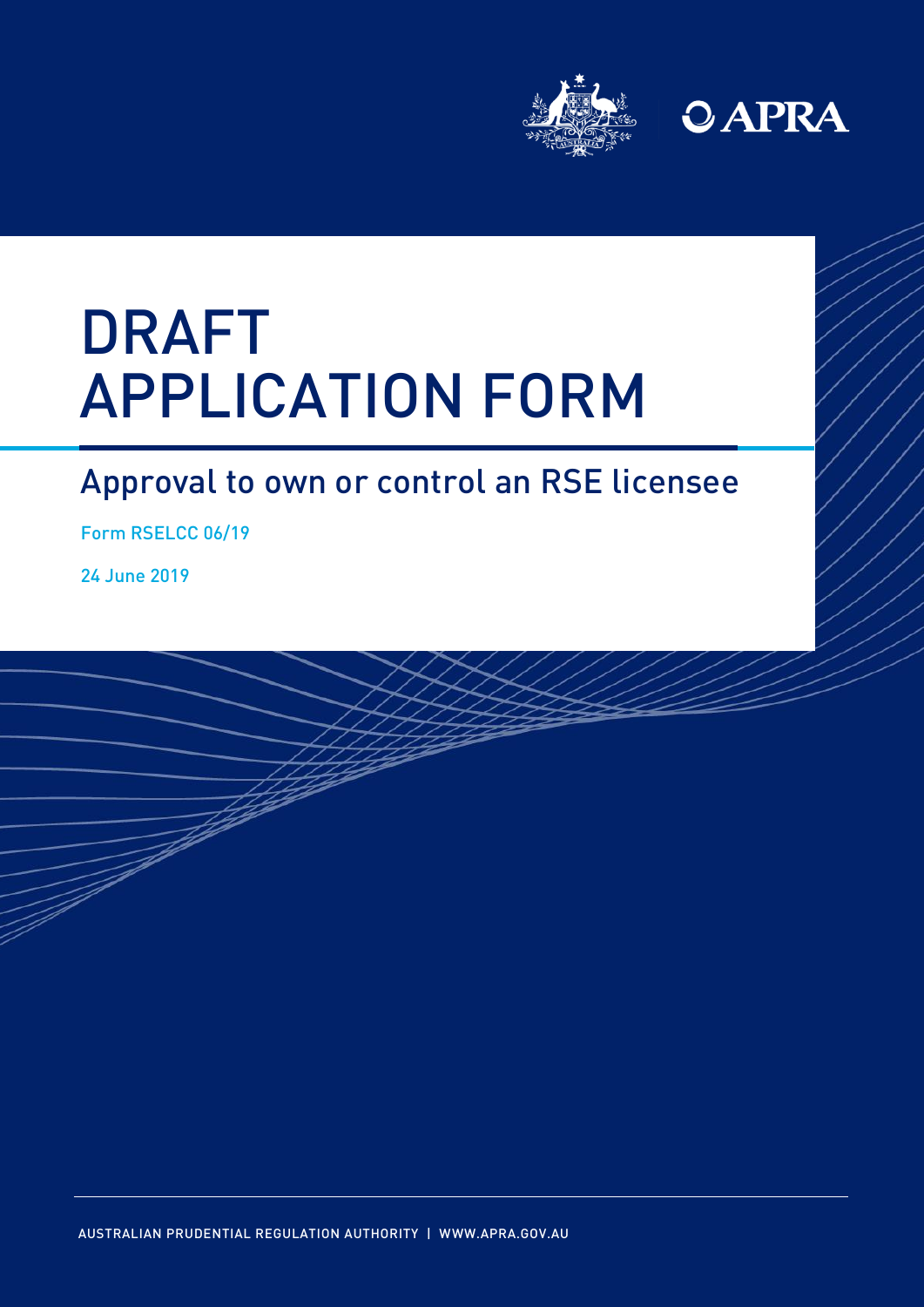# DRAFT APPLICATION FORM

## Approval to own or control an RSE licensee

Form RSELCC 06/19

24 June 2019

AUSTRALIAN PRUDENTIAL REGULATION AUTHORITY | WWW.APRA.GOV.AU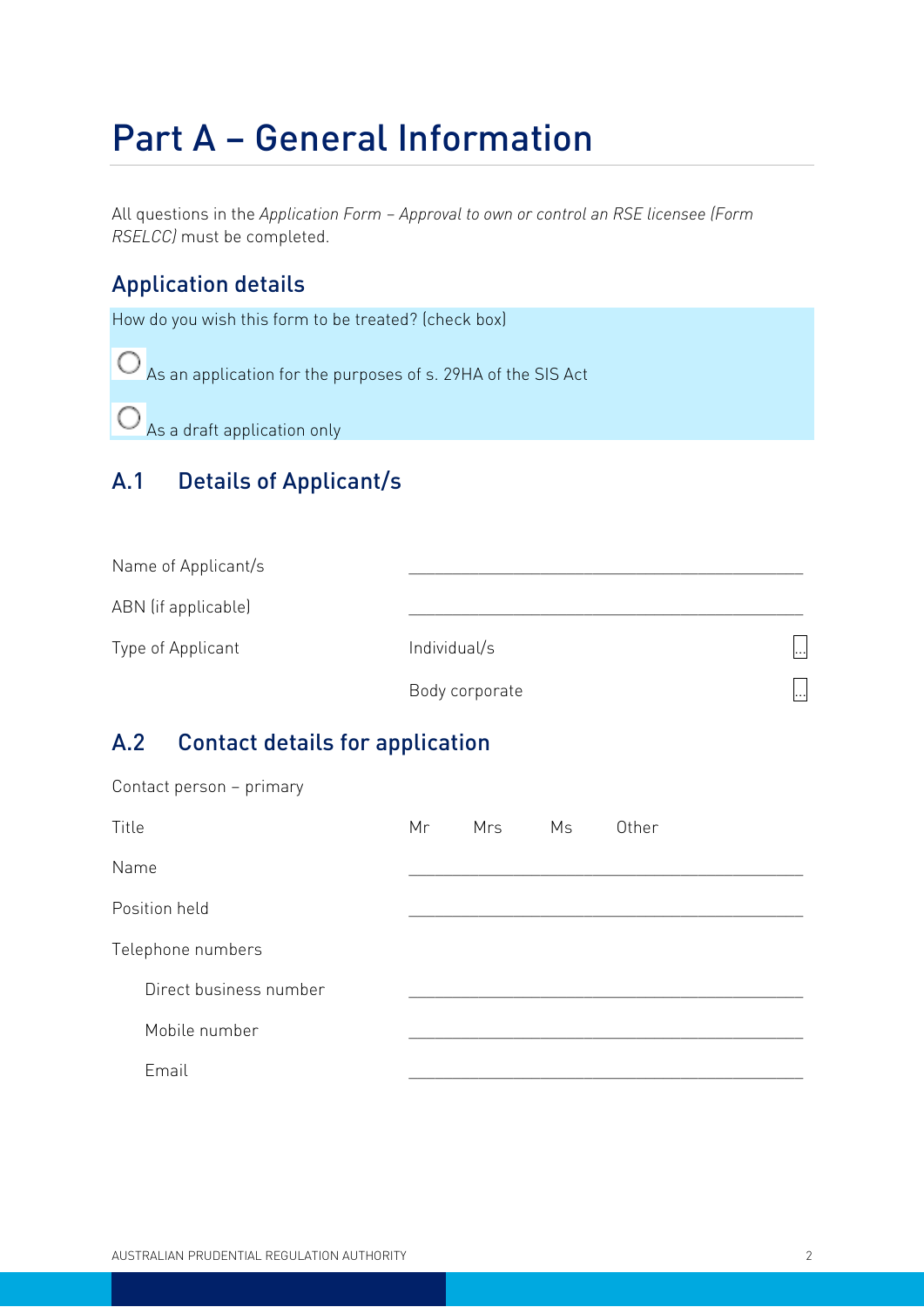# Part A – General Information

All questions in the *Application Form – Approval to own or control an RSE licensee (Form RSELCC)* must be completed.

## Application details

How do you wish this form to be treated? (check box)

◯ As an application for the purposes of s. 29HA of the SIS Act

◯ As a draft application only

## A.1 Details of Applicant/s

| | | |
|---|---|---|
| Name of Applicant/s | ______________________________ | |
| ABN (if applicable) | ______________________________ | |
| Type of Applicant | Individual/s | ☐ |
| | Body corporate | ☐ |

## A.2 Contact details for application

Contact person – primary

| | |
|---|---|
| Title | Mr Mrs Ms Other |
| Name | ______________________________ |
| Position held | ______________________________ |
| Telephone numbers | |
| Direct business number | ______________________________ |
| Mobile number | ______________________________ |
| Email | ______________________________ |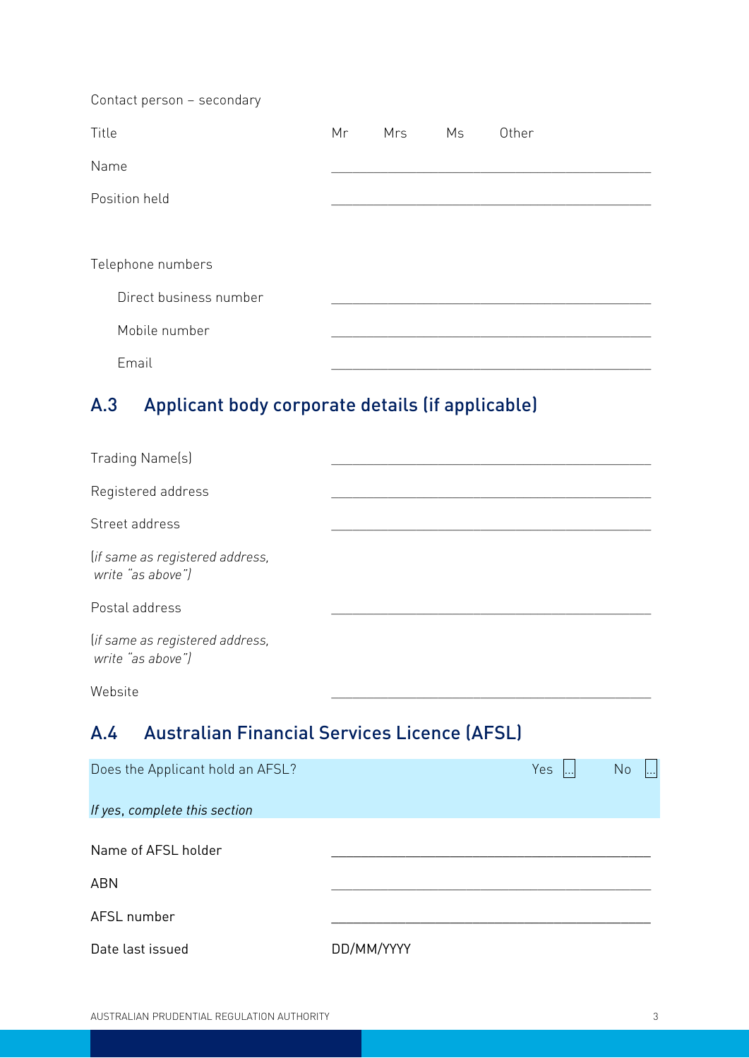Contact person – secondary

| | |
|---|---|
| Title | Mr Mrs Ms Other |
| Name | ___________________________ |
| Position held | ___________________________ |

Telephone numbers

| | |
|---|---|
| Direct business number | ___________________________ |
| Mobile number | ___________________________ |
| Email | ___________________________ |

## A.3 Applicant body corporate details (if applicable)

| | |
|---|---|
| Trading Name(s) | ___________________________ |
| Registered address | ___________________________ |
| Street address<br>*(if same as registered address, write "as above")* | ___________________________ |
| Postal address<br>*(if same as registered address, write "as above")* | ___________________________ |
| Website | ___________________________ |

## A.4 Australian Financial Services Licence (AFSL)

Does the Applicant hold an AFSL? Yes [...] No [...]

*If yes, complete this section*

| | |
|---|---|
| Name of AFSL holder | ___________________________ |
| ABN | ___________________________ |
| AFSL number | ___________________________ |
| Date last issued | DD/MM/YYYY |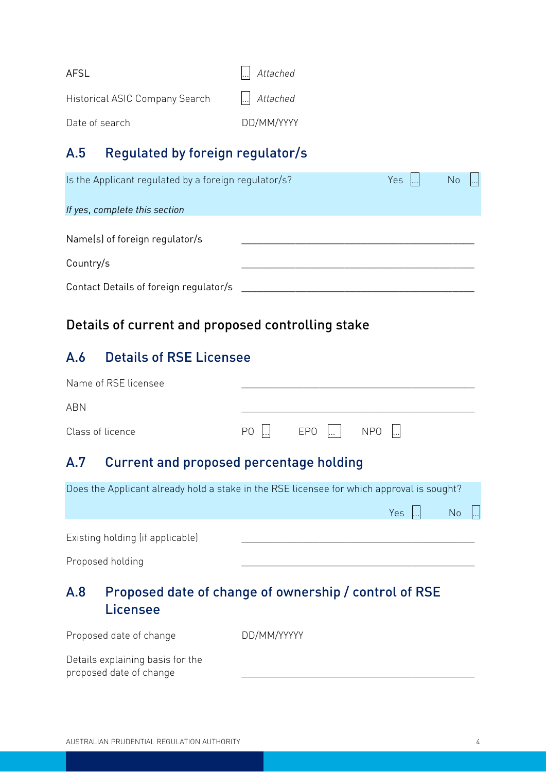AFSL ☐ *Attached*

Historical ASIC Company Search ☐ *Attached*

Date of search DD/MM/YYYY

## A.5 Regulated by foreign regulator/s

Is the Applicant regulated by a foreign regulator/s? Yes ☐ No ☐

*If yes, complete this section*

Name(s) of foreign regulator/s \_\_\_\_\_\_\_\_\_\_\_\_\_\_\_\_\_\_\_\_\_\_\_\_\_\_\_\_\_\_\_\_\_\_\_\_\_\_\_\_\_\_

Country/s \_\_\_\_\_\_\_\_\_\_\_\_\_\_\_\_\_\_\_\_\_\_\_\_\_\_\_\_\_\_\_\_\_\_\_\_\_\_\_\_\_\_

Contact Details of foreign regulator/s \_\_\_\_\_\_\_\_\_\_\_\_\_\_\_\_\_\_\_\_\_\_\_\_\_\_\_\_\_\_\_\_\_\_\_\_\_\_\_\_\_\_

# Details of current and proposed controlling stake

## A.6 Details of RSE Licensee

Name of RSE licensee \_\_\_\_\_\_\_\_\_\_\_\_\_\_\_\_\_\_\_\_\_\_\_\_\_\_\_\_\_\_\_\_\_\_\_\_\_\_\_\_\_\_

ABN \_\_\_\_\_\_\_\_\_\_\_\_\_\_\_\_\_\_\_\_\_\_\_\_\_\_\_\_\_\_\_\_\_\_\_\_\_\_\_\_\_\_

Class of licence PO ☐ EPO ☐ NPO ☐

## A.7 Current and proposed percentage holding

Does the Applicant already hold a stake in the RSE licensee for which approval is sought?

Yes ☐ No ☐

Existing holding (if applicable) \_\_\_\_\_\_\_\_\_\_\_\_\_\_\_\_\_\_\_\_\_\_\_\_\_\_\_\_\_\_\_\_\_\_\_\_\_\_\_\_\_\_

Proposed holding \_\_\_\_\_\_\_\_\_\_\_\_\_\_\_\_\_\_\_\_\_\_\_\_\_\_\_\_\_\_\_\_\_\_\_\_\_\_\_\_\_\_

## A.8 Proposed date of change of ownership / control of RSE Licensee

Proposed date of change DD/MM/YYYYY

Details explaining basis for the proposed date of change \_\_\_\_\_\_\_\_\_\_\_\_\_\_\_\_\_\_\_\_\_\_\_\_\_\_\_\_\_\_\_\_\_\_\_\_\_\_\_\_\_\_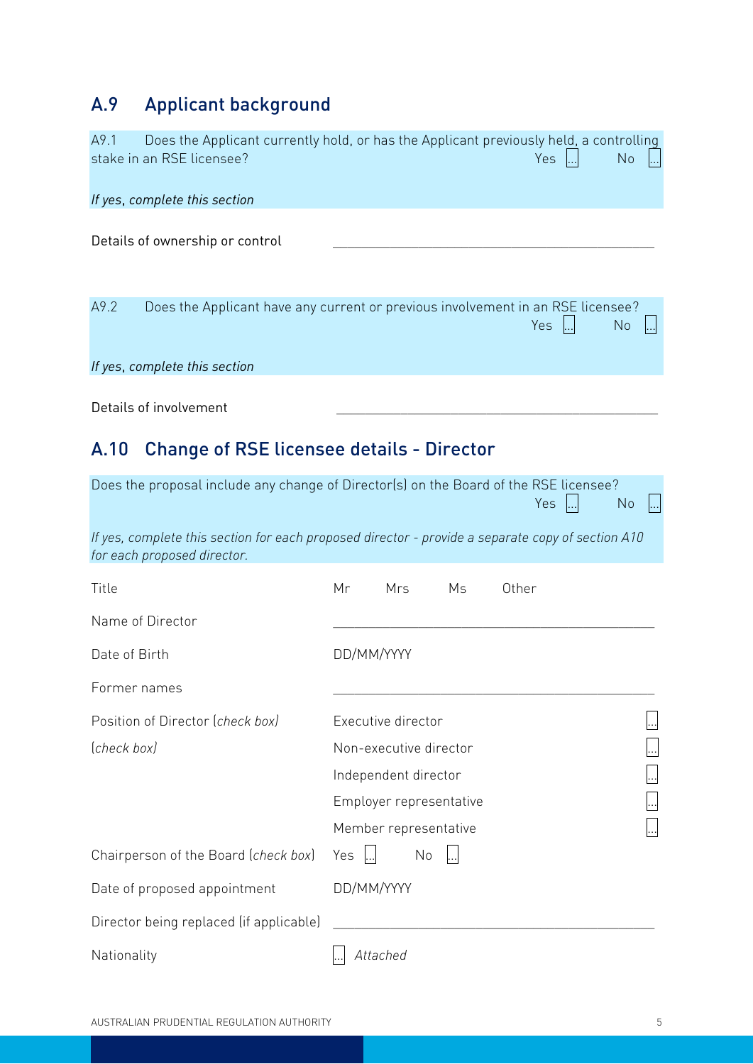## A.9 Applicant background

A9.1 Does the Applicant currently hold, or has the Applicant previously held, a controlling stake in an RSE licensee? Yes [...] No [...]

*If yes, complete this section*

Details of ownership or control \_\_\_\_\_\_\_\_\_\_\_\_\_\_\_\_\_\_\_\_\_\_\_\_\_\_\_\_\_\_\_\_\_\_\_\_\_\_\_\_

A9.2 Does the Applicant have any current or previous involvement in an RSE licensee? Yes [...] No [...]

*If yes, complete this section*

Details of involvement \_\_\_\_\_\_\_\_\_\_\_\_\_\_\_\_\_\_\_\_\_\_\_\_\_\_\_\_\_\_\_\_\_\_\_\_\_\_\_\_

## A.10 Change of RSE licensee details - Director

Does the proposal include any change of Director(s) on the Board of the RSE licensee? Yes [...] No [...]

*If yes, complete this section for each proposed director - provide a separate copy of section A10 for each proposed director.*

| | |
|---|---|
| Title | Mr Mrs Ms Other |
| Name of Director | \_\_\_\_\_\_\_\_\_\_\_\_\_\_\_\_\_\_\_\_\_\_\_\_\_\_\_\_\_\_\_\_\_\_\_\_\_\_\_\_ |
| Date of Birth | DD/MM/YYYY |
| Former names | \_\_\_\_\_\_\_\_\_\_\_\_\_\_\_\_\_\_\_\_\_\_\_\_\_\_\_\_\_\_\_\_\_\_\_\_\_\_\_\_ |
| Position of Director (*check box*) | Executive director [...] |
| (*check box*) | Non-executive director [...] |
| | Independent director [...] |
| | Employer representative [...] |
| | Member representative [...] |
| Chairperson of the Board (*check box*) | Yes [...] No [...] |
| Date of proposed appointment | DD/MM/YYYY |
| Director being replaced (if applicable) | \_\_\_\_\_\_\_\_\_\_\_\_\_\_\_\_\_\_\_\_\_\_\_\_\_\_\_\_\_\_\_\_\_\_\_\_\_\_\_\_ |
| Nationality | [...] *Attached* |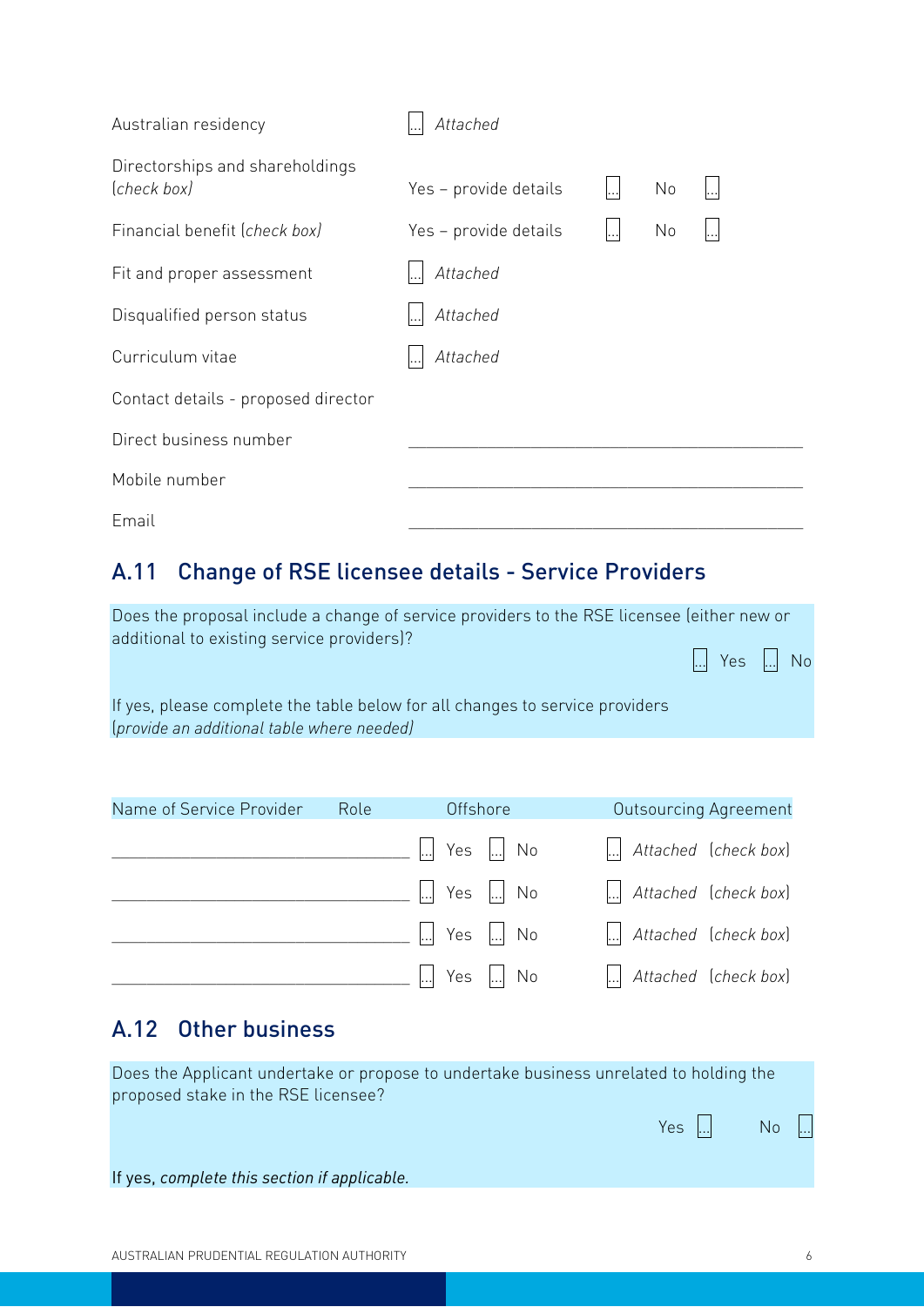| | | | | |
|---|---|---|---|---|
| Australian residency | [...] *Attached* | | | |
| Directorships and shareholdings (*check box*) | Yes – provide details | [...] | No | [...] |
| Financial benefit (*check box*) | Yes – provide details | [...] | No | [...] |
| Fit and proper assessment | [...] *Attached* | | | |
| Disqualified person status | [...] *Attached* | | | |
| Curriculum vitae | [...] *Attached* | | | |

Contact details - proposed director

Direct business number ____________________

Mobile number ____________________

Email ____________________

## A.11 Change of RSE licensee details - Service Providers

Does the proposal include a change of service providers to the RSE licensee (either new or additional to existing service providers)?

[...] Yes [...] No

If yes, please complete the table below for all changes to service providers (*provide an additional table where needed)*

| Name of Service Provider | Role | Offshore | Outsourcing Agreement |
|---|---|---|---|
| ____________________ | | [...] Yes [...] No | [...] *Attached* (*check box*) |
| ____________________ | | [...] Yes [...] No | [...] *Attached* (*check box*) |
| ____________________ | | [...] Yes [...] No | [...] *Attached* (*check box*) |
| ____________________ | | [...] Yes [...] No | [...] *Attached* (*check box*) |

## A.12 Other business

Does the Applicant undertake or propose to undertake business unrelated to holding the proposed stake in the RSE licensee?

Yes [...] No [...]

If yes, *complete this section if applicable.*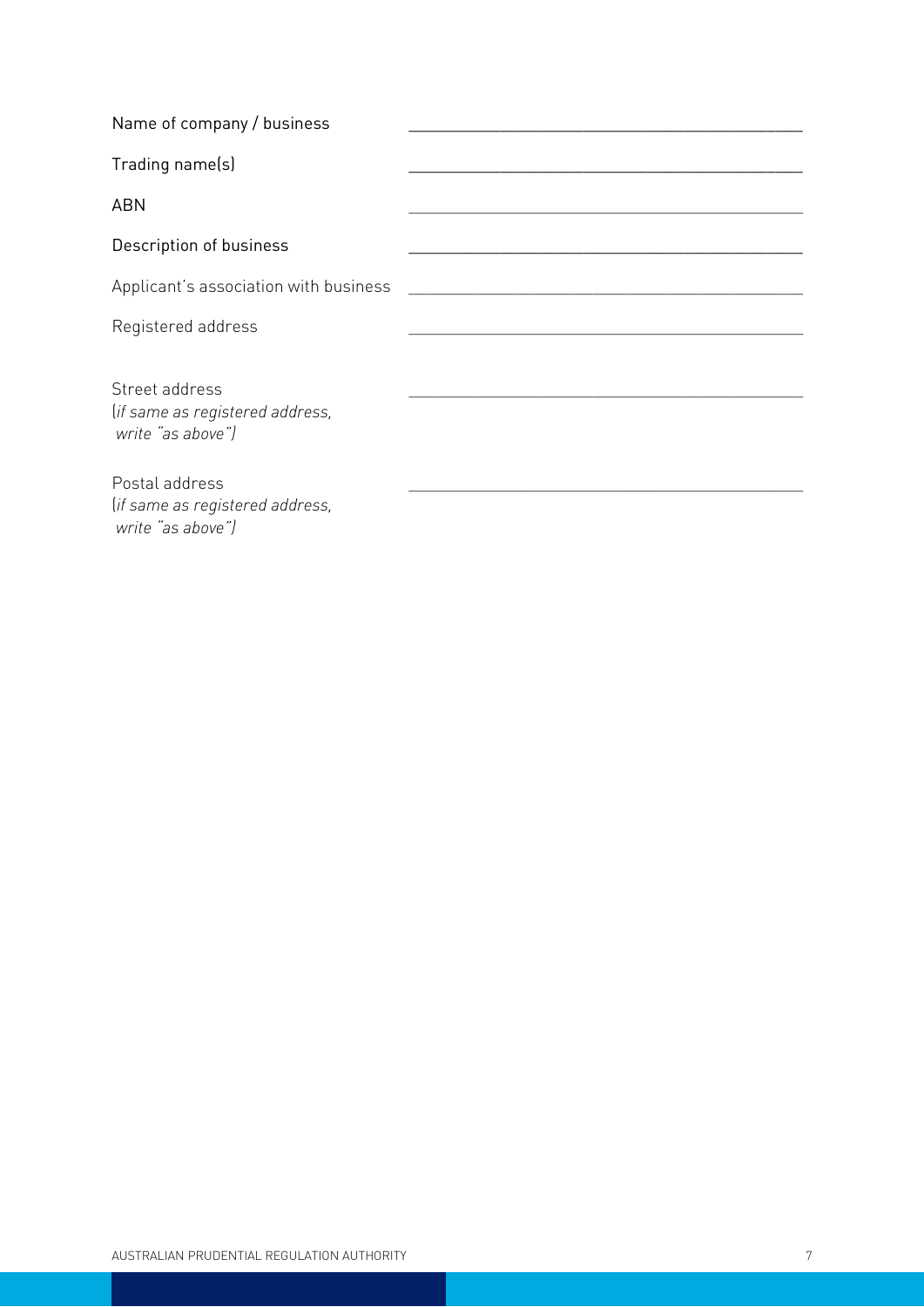| | |
|---|---|
| Name of company / business | ____________________ |
| Trading name(s) | ____________________ |
| ABN | ____________________ |
| Description of business | ____________________ |
| Applicant's association with business | ____________________ |
| Registered address | ____________________ |
| Street address<br>*(if same as registered address, write "as above")* | ____________________ |
| Postal address<br>*(if same as registered address, write "as above")* | ____________________ |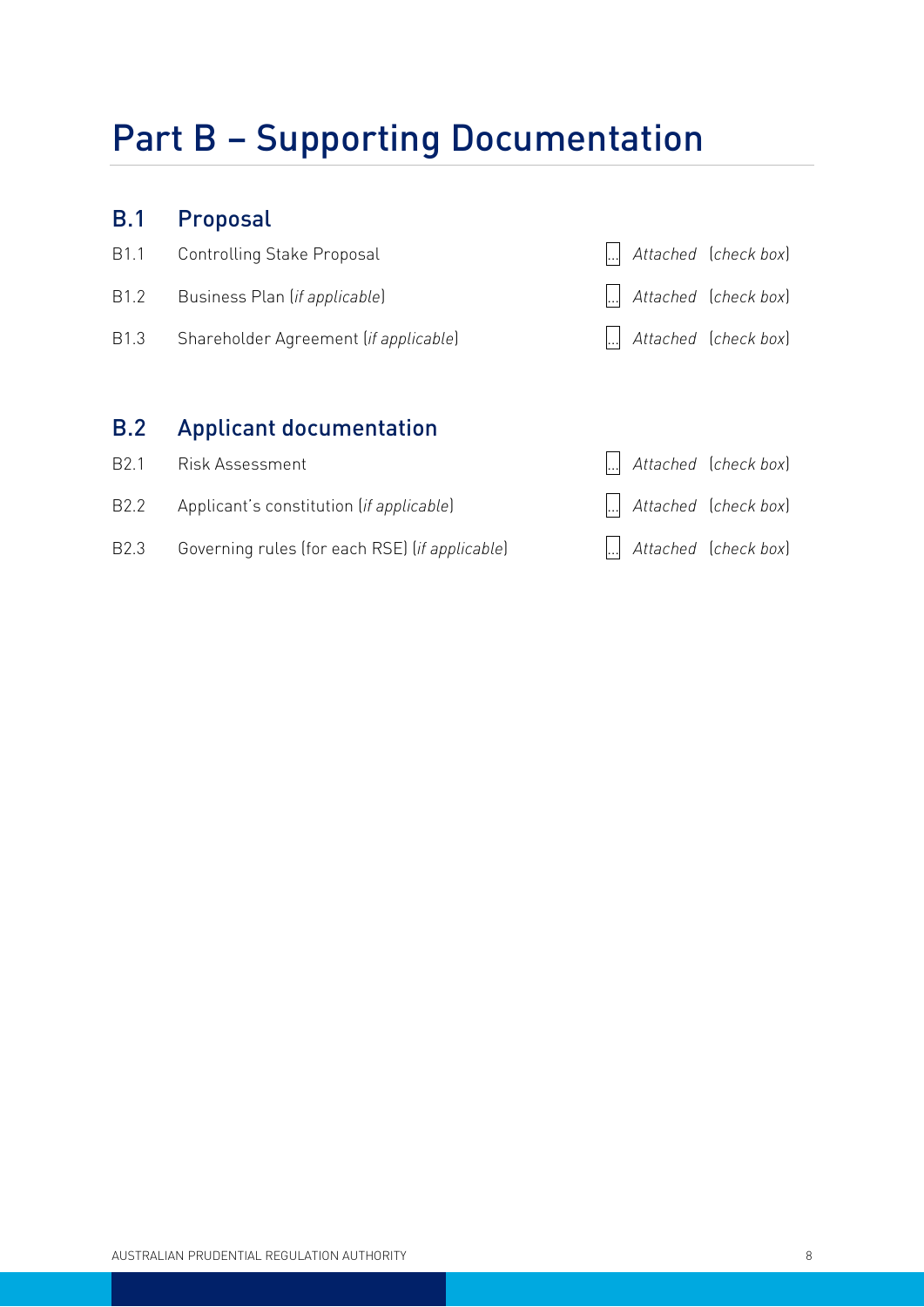# Part B – Supporting Documentation

## B.1 Proposal

| | | |
|---|---|---|
| B1.1 | Controlling Stake Proposal | [...] *Attached* (*check box*) |
| B1.2 | Business Plan (*if applicable*) | [...] *Attached* (*check box*) |
| B1.3 | Shareholder Agreement (*if applicable*) | [...] *Attached* (*check box*) |

## B.2 Applicant documentation

| | | |
|---|---|---|
| B2.1 | Risk Assessment | [...] *Attached* (*check box*) |
| B2.2 | Applicant's constitution (*if applicable*) | [...] *Attached* (*check box*) |
| B2.3 | Governing rules (for each RSE) (*if applicable*) | [...] *Attached* (*check box*) |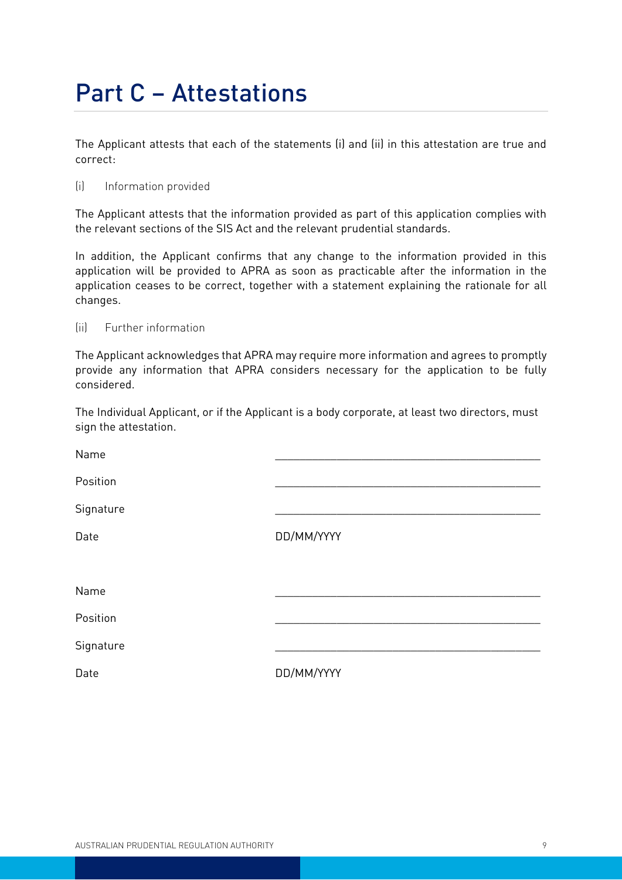# Part C – Attestations

The Applicant attests that each of the statements (i) and (ii) in this attestation are true and correct:

(i) Information provided

The Applicant attests that the information provided as part of this application complies with the relevant sections of the SIS Act and the relevant prudential standards.

In addition, the Applicant confirms that any change to the information provided in this application will be provided to APRA as soon as practicable after the information in the application ceases to be correct, together with a statement explaining the rationale for all changes.

(ii) Further information

The Applicant acknowledges that APRA may require more information and agrees to promptly provide any information that APRA considers necessary for the application to be fully considered.

The Individual Applicant, or if the Applicant is a body corporate, at least two directors, must sign the attestation.

| | |
|---|---|
| Name | ______________________________ |
| Position | ______________________________ |
| Signature | ______________________________ |
| Date | DD/MM/YYYY |

| | |
|---|---|
| Name | ______________________________ |
| Position | ______________________________ |
| Signature | ______________________________ |
| Date | DD/MM/YYYY |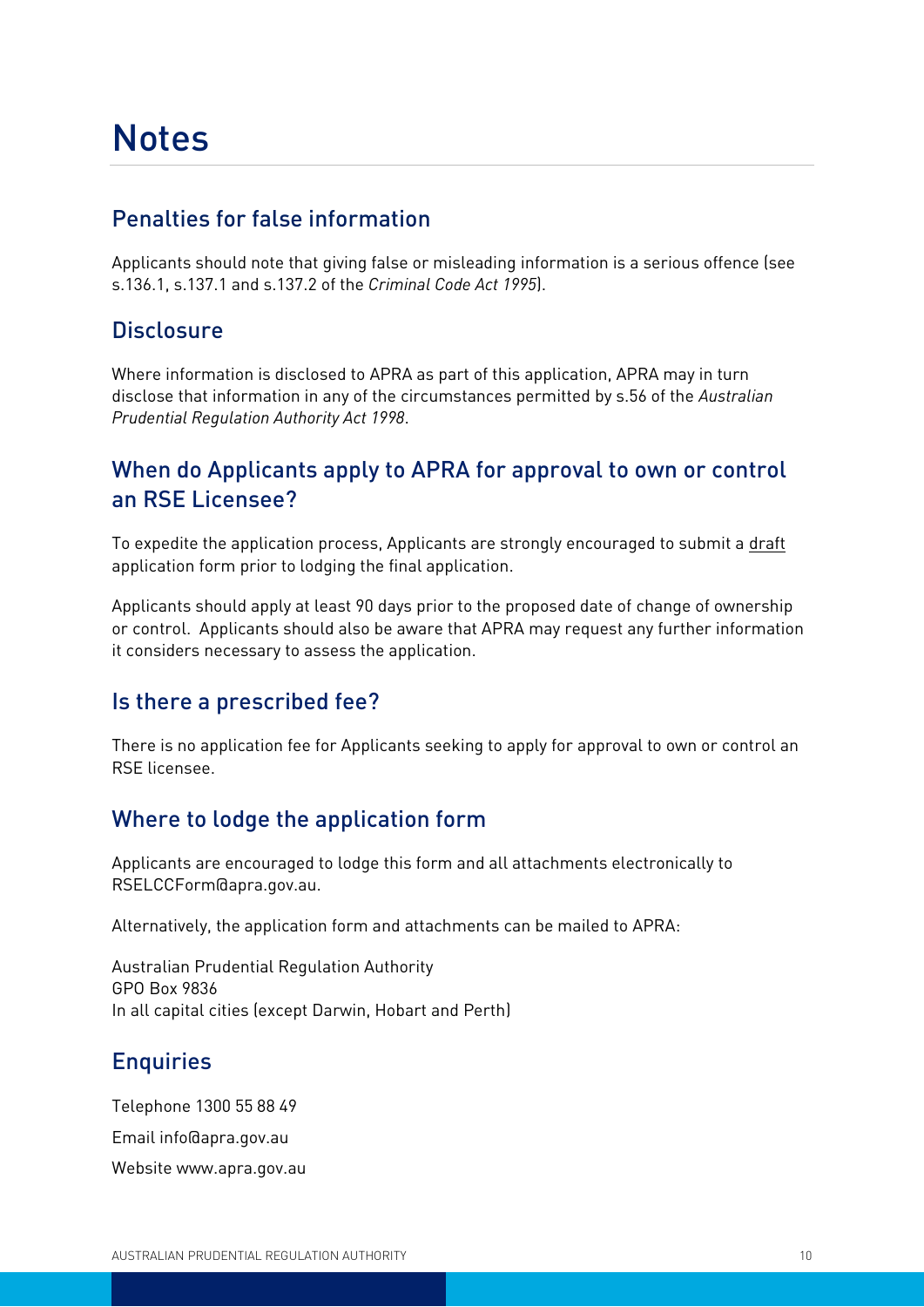# Notes

## Penalties for false information

Applicants should note that giving false or misleading information is a serious offence (see s.136.1, s.137.1 and s.137.2 of the *Criminal Code Act 1995*).

## Disclosure

Where information is disclosed to APRA as part of this application, APRA may in turn disclose that information in any of the circumstances permitted by s.56 of the *Australian Prudential Regulation Authority Act 1998*.

## When do Applicants apply to APRA for approval to own or control an RSE Licensee?

To expedite the application process, Applicants are strongly encouraged to submit a draft application form prior to lodging the final application.

Applicants should apply at least 90 days prior to the proposed date of change of ownership or control. Applicants should also be aware that APRA may request any further information it considers necessary to assess the application.

## Is there a prescribed fee?

There is no application fee for Applicants seeking to apply for approval to own or control an RSE licensee.

## Where to lodge the application form

Applicants are encouraged to lodge this form and all attachments electronically to RSELCCForm@apra.gov.au.

Alternatively, the application form and attachments can be mailed to APRA:

Australian Prudential Regulation Authority
GPO Box 9836
In all capital cities (except Darwin, Hobart and Perth)

## Enquiries

Telephone 1300 55 88 49

Email info@apra.gov.au

Website www.apra.gov.au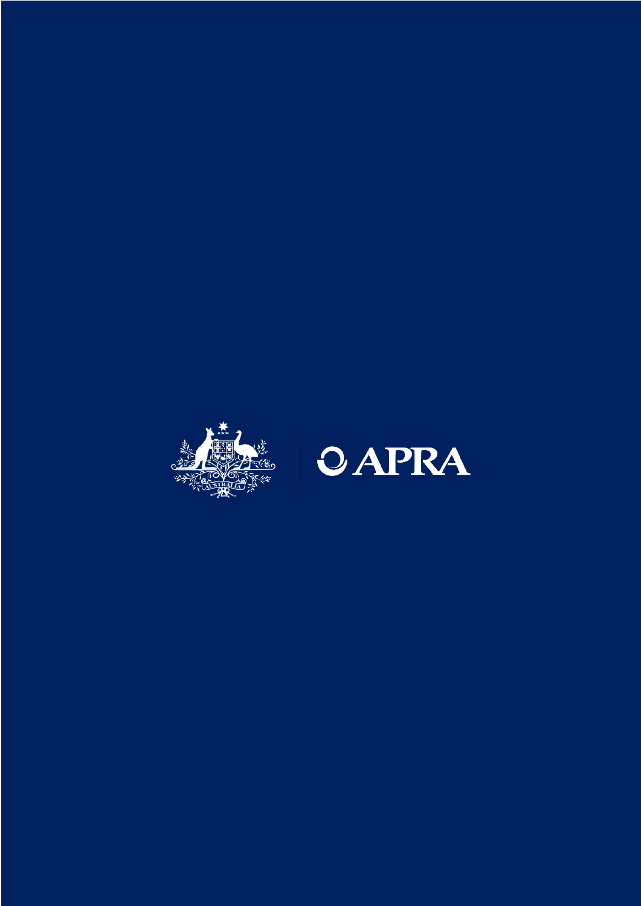APRA